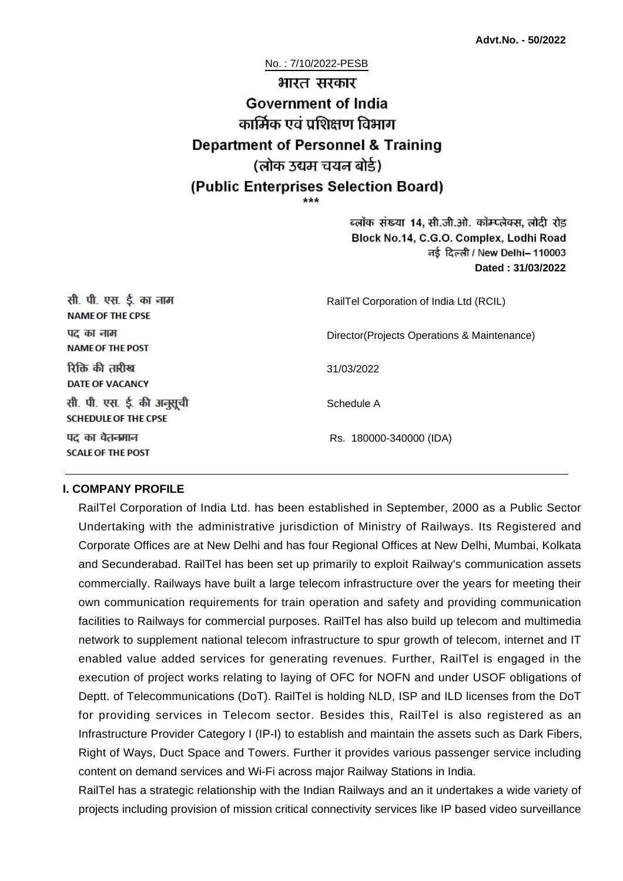**Advt.No. - 50/2022**

No. : 7/10/2022-PESB

# भारत सरकार
# Government of India
## कार्मिक एवं प्रशिक्षण विभाग
## Department of Personnel & Training
## (लोक उद्यम चयन बोर्ड)
## (Public Enterprises Selection Board)

\*\*\*

ब्लॉक संख्या 14, सी.जी.ओ. कॉम्प्लेक्स, लोदी रोड
Block No.14, C.G.O. Complex, Lodhi Road
नई दिल्ली / New Delhi– 110003
**Dated : 31/03/2022**

| | |
|---|---|
| सी. पी. एस. ई. का नाम<br>**NAME OF THE CPSE** | RailTel Corporation of India Ltd (RCIL) |
| पद का नाम<br>**NAME OF THE POST** | Director(Projects Operations & Maintenance) |
| रिक्ति की तारीख<br>**DATE OF VACANCY** | 31/03/2022 |
| सी. पी. एस. ई. की अनुसूची<br>**SCHEDULE OF THE CPSE** | Schedule A |
| पद का वेतनमान<br>**SCALE OF THE POST** | Rs. 180000-340000 (IDA) |

### I. COMPANY PROFILE

RailTel Corporation of India Ltd. has been established in September, 2000 as a Public Sector Undertaking with the administrative jurisdiction of Ministry of Railways. Its Registered and Corporate Offices are at New Delhi and has four Regional Offices at New Delhi, Mumbai, Kolkata and Secunderabad. RailTel has been set up primarily to exploit Railway's communication assets commercially. Railways have built a large telecom infrastructure over the years for meeting their own communication requirements for train operation and safety and providing communication facilities to Railways for commercial purposes. RailTel has also build up telecom and multimedia network to supplement national telecom infrastructure to spur growth of telecom, internet and IT enabled value added services for generating revenues. Further, RailTel is engaged in the execution of project works relating to laying of OFC for NOFN and under USOF obligations of Deptt. of Telecommunications (DoT). RailTel is holding NLD, ISP and ILD licenses from the DoT for providing services in Telecom sector. Besides this, RailTel is also registered as an Infrastructure Provider Category I (IP-I) to establish and maintain the assets such as Dark Fibers, Right of Ways, Duct Space and Towers. Further it provides various passenger service including content on demand services and Wi-Fi across major Railway Stations in India.

RailTel has a strategic relationship with the Indian Railways and an it undertakes a wide variety of projects including provision of mission critical connectivity services like IP based video surveillance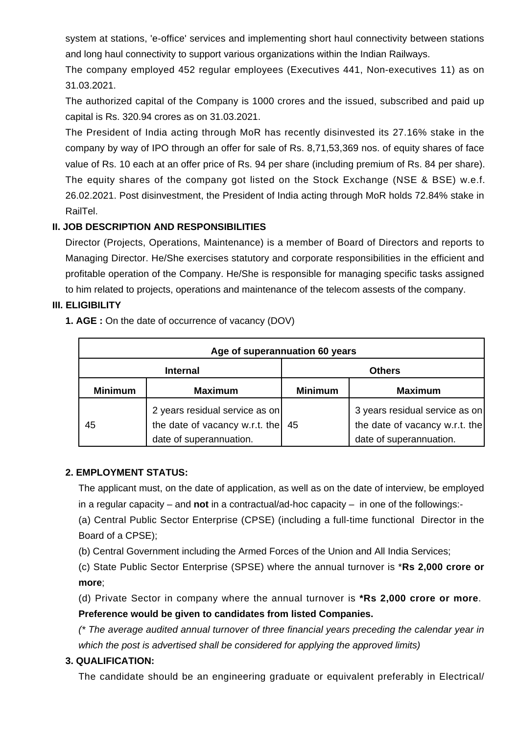system at stations, 'e-office' services and implementing short haul connectivity between stations and long haul connectivity to support various organizations within the Indian Railways.

The company employed 452 regular employees (Executives 441, Non-executives 11) as on 31.03.2021.

The authorized capital of the Company is 1000 crores and the issued, subscribed and paid up capital is Rs. 320.94 crores as on 31.03.2021.

The President of India acting through MoR has recently disinvested its 27.16% stake in the company by way of IPO through an offer for sale of Rs. 8,71,53,369 nos. of equity shares of face value of Rs. 10 each at an offer price of Rs. 94 per share (including premium of Rs. 84 per share). The equity shares of the company got listed on the Stock Exchange (NSE & BSE) w.e.f. 26.02.2021. Post disinvestment, the President of India acting through MoR holds 72.84% stake in RailTel.

### II. JOB DESCRIPTION AND RESPONSIBILITIES

Director (Projects, Operations, Maintenance) is a member of Board of Directors and reports to Managing Director. He/She exercises statutory and corporate responsibilities in the efficient and profitable operation of the Company. He/She is responsible for managing specific tasks assigned to him related to projects, operations and maintenance of the telecom assests of the company.

### III. ELIGIBILITY

**1. AGE :** On the date of occurrence of vacancy (DOV)

| Age of superannuation 60 years | | | |
|---|---|---|---|
| **Internal** | | **Others** | |
| **Minimum** | **Maximum** | **Minimum** | **Maximum** |
| 45 | 2 years residual service as on the date of vacancy w.r.t. the date of superannuation. | 45 | 3 years residual service as on the date of vacancy w.r.t. the date of superannuation. |

**2. EMPLOYMENT STATUS:**

The applicant must, on the date of application, as well as on the date of interview, be employed in a regular capacity – and **not** in a contractual/ad-hoc capacity – in one of the followings:-

(a) Central Public Sector Enterprise (CPSE) (including a full-time functional Director in the Board of a CPSE);

(b) Central Government including the Armed Forces of the Union and All India Services;

(c) State Public Sector Enterprise (SPSE) where the annual turnover is ***Rs 2,000 crore or more**;

(d) Private Sector in company where the annual turnover is ***Rs 2,000 crore or more**. **Preference would be given to candidates from listed Companies.**

*(* The average audited annual turnover of three financial years preceding the calendar year in which the post is advertised shall be considered for applying the approved limits)*

**3. QUALIFICATION:**

The candidate should be an engineering graduate or equivalent preferably in Electrical/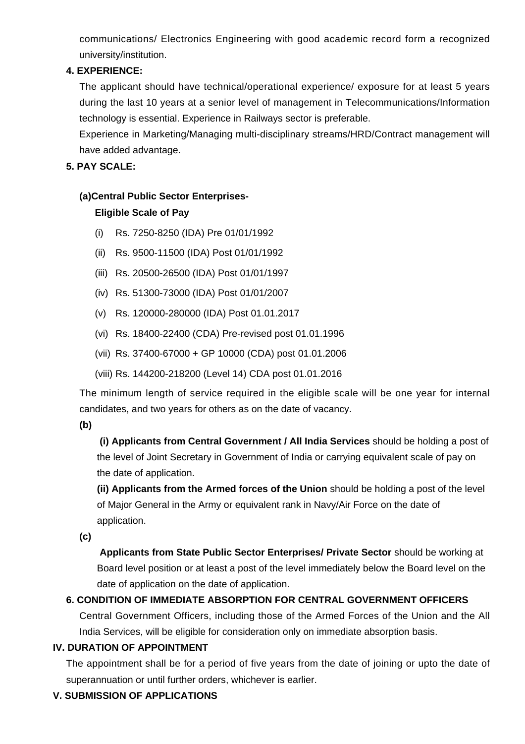communications/ Electronics Engineering with good academic record form a recognized university/institution.

**4. EXPERIENCE:**

The applicant should have technical/operational experience/ exposure for at least 5 years during the last 10 years at a senior level of management in Telecommunications/Information technology is essential. Experience in Railways sector is preferable.

Experience in Marketing/Managing multi-disciplinary streams/HRD/Contract management will have added advantage.

**5. PAY SCALE:**

**(a)Central Public Sector Enterprises-**

**Eligible Scale of Pay**

(i) Rs. 7250-8250 (IDA) Pre 01/01/1992

(ii) Rs. 9500-11500 (IDA) Post 01/01/1992

(iii) Rs. 20500-26500 (IDA) Post 01/01/1997

(iv) Rs. 51300-73000 (IDA) Post 01/01/2007

(v) Rs. 120000-280000 (IDA) Post 01.01.2017

(vi) Rs. 18400-22400 (CDA) Pre-revised post 01.01.1996

(vii) Rs. 37400-67000 + GP 10000 (CDA) post 01.01.2006

(viii) Rs. 144200-218200 (Level 14) CDA post 01.01.2016

The minimum length of service required in the eligible scale will be one year for internal candidates, and two years for others as on the date of vacancy.

**(b)**

**(i) Applicants from Central Government / All India Services** should be holding a post of the level of Joint Secretary in Government of India or carrying equivalent scale of pay on the date of application.

**(ii) Applicants from the Armed forces of the Union** should be holding a post of the level of Major General in the Army or equivalent rank in Navy/Air Force on the date of application.

**(c)**

**Applicants from State Public Sector Enterprises/ Private Sector** should be working at Board level position or at least a post of the level immediately below the Board level on the date of application on the date of application.

**6. CONDITION OF IMMEDIATE ABSORPTION FOR CENTRAL GOVERNMENT OFFICERS**

Central Government Officers, including those of the Armed Forces of the Union and the All India Services, will be eligible for consideration only on immediate absorption basis.

**IV. DURATION OF APPOINTMENT**

The appointment shall be for a period of five years from the date of joining or upto the date of superannuation or until further orders, whichever is earlier.

**V. SUBMISSION OF APPLICATIONS**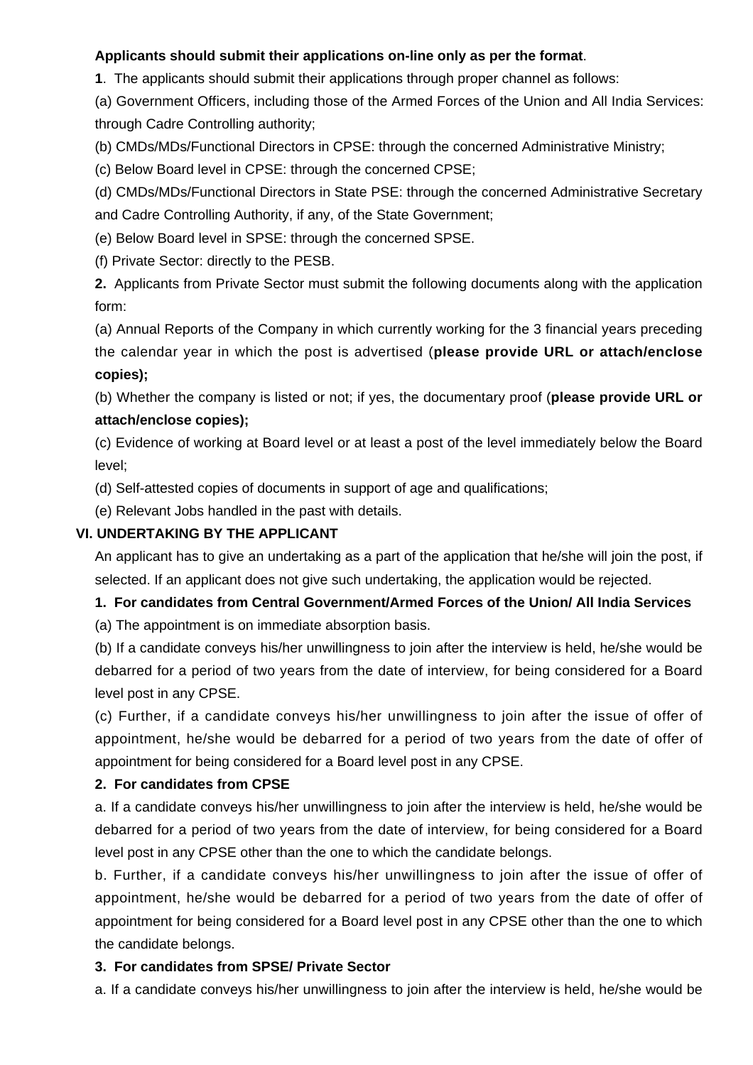**Applicants should submit their applications on-line only as per the format**.

**1**. The applicants should submit their applications through proper channel as follows:

(a) Government Officers, including those of the Armed Forces of the Union and All India Services: through Cadre Controlling authority;

(b) CMDs/MDs/Functional Directors in CPSE: through the concerned Administrative Ministry;

(c) Below Board level in CPSE: through the concerned CPSE;

(d) CMDs/MDs/Functional Directors in State PSE: through the concerned Administrative Secretary and Cadre Controlling Authority, if any, of the State Government;

(e) Below Board level in SPSE: through the concerned SPSE.

(f) Private Sector: directly to the PESB.

**2.** Applicants from Private Sector must submit the following documents along with the application form:

(a) Annual Reports of the Company in which currently working for the 3 financial years preceding the calendar year in which the post is advertised (**please provide URL or attach/enclose copies);**

(b) Whether the company is listed or not; if yes, the documentary proof (**please provide URL or attach/enclose copies);**

(c) Evidence of working at Board level or at least a post of the level immediately below the Board level;

(d) Self-attested copies of documents in support of age and qualifications;

(e) Relevant Jobs handled in the past with details.

## VI. UNDERTAKING BY THE APPLICANT

An applicant has to give an undertaking as a part of the application that he/she will join the post, if selected. If an applicant does not give such undertaking, the application would be rejected.

**1. For candidates from Central Government/Armed Forces of the Union/ All India Services**

(a) The appointment is on immediate absorption basis.

(b) If a candidate conveys his/her unwillingness to join after the interview is held, he/she would be debarred for a period of two years from the date of interview, for being considered for a Board level post in any CPSE.

(c) Further, if a candidate conveys his/her unwillingness to join after the issue of offer of appointment, he/she would be debarred for a period of two years from the date of offer of appointment for being considered for a Board level post in any CPSE.

**2. For candidates from CPSE**

a. If a candidate conveys his/her unwillingness to join after the interview is held, he/she would be debarred for a period of two years from the date of interview, for being considered for a Board level post in any CPSE other than the one to which the candidate belongs.

b. Further, if a candidate conveys his/her unwillingness to join after the issue of offer of appointment, he/she would be debarred for a period of two years from the date of offer of appointment for being considered for a Board level post in any CPSE other than the one to which the candidate belongs.

**3. For candidates from SPSE/ Private Sector**

a. If a candidate conveys his/her unwillingness to join after the interview is held, he/she would be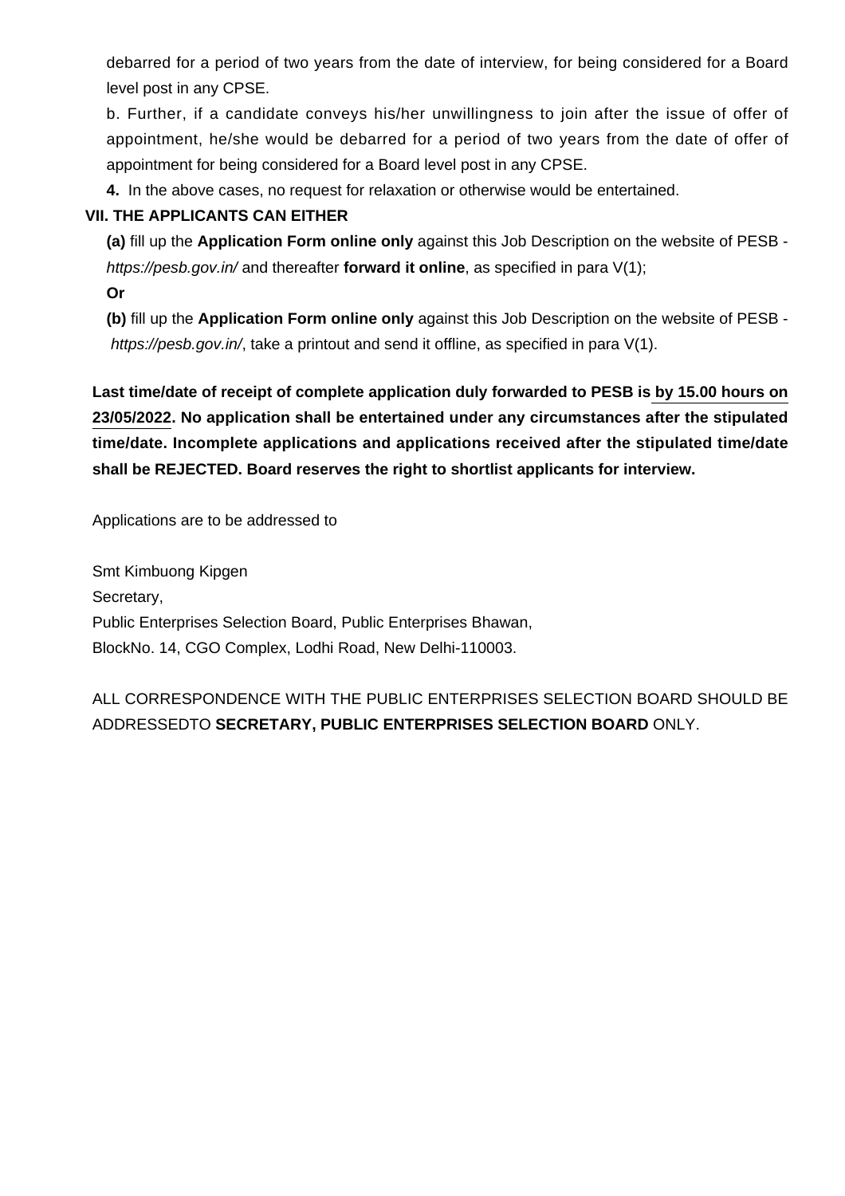debarred for a period of two years from the date of interview, for being considered for a Board level post in any CPSE.

b. Further, if a candidate conveys his/her unwillingness to join after the issue of offer of appointment, he/she would be debarred for a period of two years from the date of offer of appointment for being considered for a Board level post in any CPSE.

**4.** In the above cases, no request for relaxation or otherwise would be entertained.

**VII. THE APPLICANTS CAN EITHER**

**(a)** fill up the **Application Form online only** against this Job Description on the website of PESB - *https://pesb.gov.in/* and thereafter **forward it online**, as specified in para V(1);

**Or**

**(b)** fill up the **Application Form online only** against this Job Description on the website of PESB - *https://pesb.gov.in/*, take a printout and send it offline, as specified in para V(1).

**Last time/date of receipt of complete application duly forwarded to PESB is by 15.00 hours on 23/05/2022. No application shall be entertained under any circumstances after the stipulated time/date. Incomplete applications and applications received after the stipulated time/date shall be REJECTED. Board reserves the right to shortlist applicants for interview.**

Applications are to be addressed to

Smt Kimbuong Kipgen  
Secretary,  
Public Enterprises Selection Board, Public Enterprises Bhawan,  
BlockNo. 14, CGO Complex, Lodhi Road, New Delhi-110003.

ALL CORRESPONDENCE WITH THE PUBLIC ENTERPRISES SELECTION BOARD SHOULD BE ADDRESSEDTO **SECRETARY, PUBLIC ENTERPRISES SELECTION BOARD** ONLY.